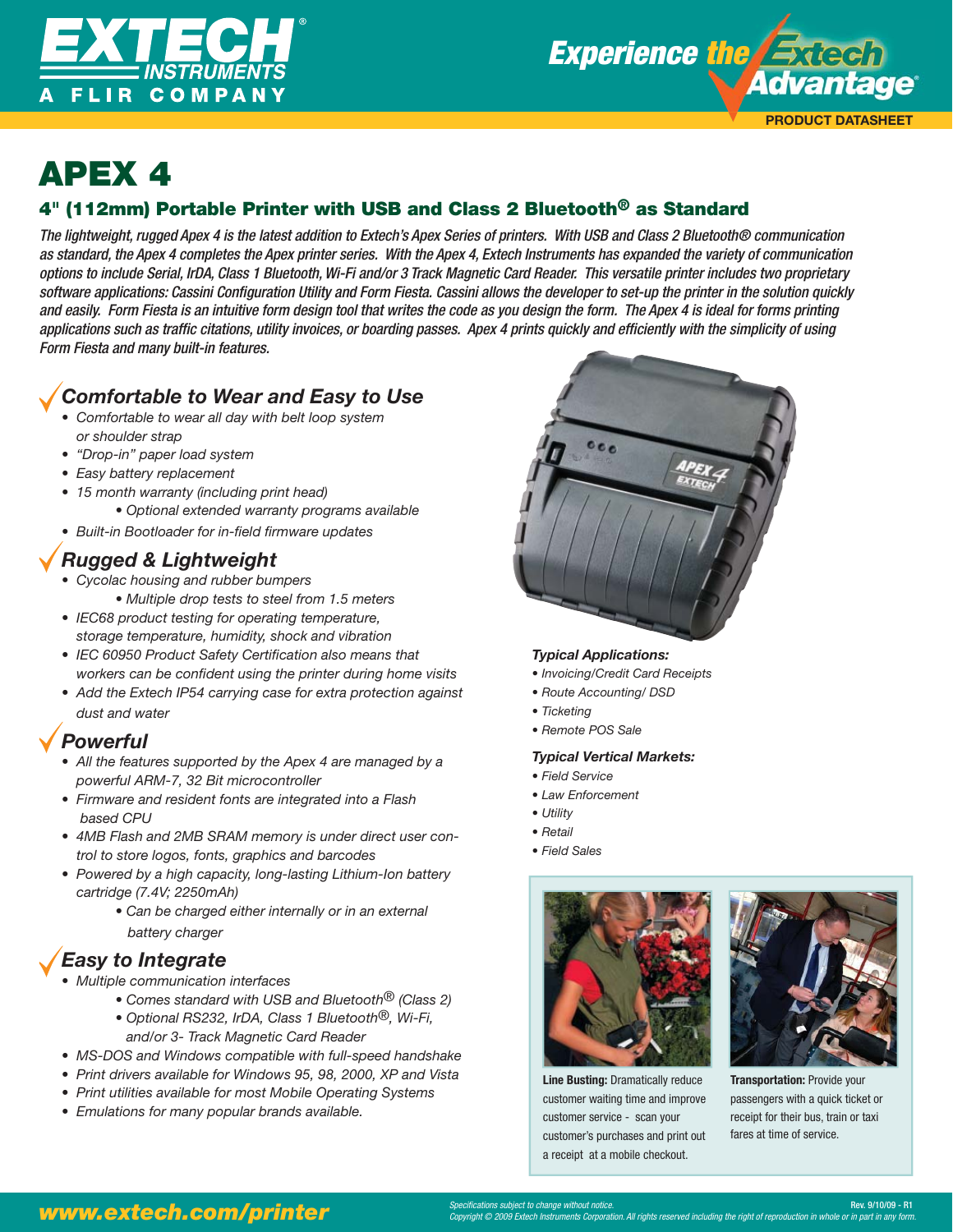# APEX 4

## 4" (112mm) Portable Printer with USB and Class 2 Bluetooth® as Standard

*The lightweight, rugged Apex 4 is the latest addition to Extech's Apex Series of printers. With USB and Class 2 Bluetooth® communication as standard, the Apex 4 completes the Apex printer series. With the Apex 4, Extech Instruments has expanded the variety of communication options to include Serial, IrDA, Class 1 Bluetooth, Wi-Fi and/or 3 Track Magnetic Card Reader. This versatile printer includes two proprietary software applications: Cassini Configuration Utility and Form Fiesta. Cassini allows the developer to set-up the printer in the solution quickly and easily. Form Fiesta is an intuitive form design tool that writes the code as you design the form. The Apex 4 is ideal for forms printing applications such as traffic citations, utility invoices, or boarding passes. Apex 4 prints quickly and efficiently with the simplicity of using Form Fiesta and many built-in features.*

### Comfortable to Wear and Easy to Use

- Comfortable to wear all day with belt loop system or shoulder strap
- "Drop-in" paper load system
- Easy battery replacement
- 15 month warranty (including print head)
  - Optional extended warranty programs available
- Built-in Bootloader for in-field firmware updates

### Rugged & Lightweight

- Cycolac housing and rubber bumpers
  - Multiple drop tests to steel from 1.5 meters
- IEC68 product testing for operating temperature, storage temperature, humidity, shock and vibration
- IEC 60950 Product Safety Certification also means that workers can be confident using the printer during home visits
- Add the Extech IP54 carrying case for extra protection against dust and water

### Powerful

- All the features supported by the Apex 4 are managed by a powerful ARM-7, 32 Bit microcontroller
- Firmware and resident fonts are integrated into a Flash based CPU
- 4MB Flash and 2MB SRAM memory is under direct user control to store logos, fonts, graphics and barcodes
- Powered by a high capacity, long-lasting Lithium-Ion battery cartridge (7.4V; 2250mAh)
  - Can be charged either internally or in an external battery charger

### Easy to Integrate

- Multiple communication interfaces
  - Comes standard with USB and Bluetooth® (Class 2)
  - Optional RS232, IrDA, Class 1 Bluetooth®, Wi-Fi, and/or 3- Track Magnetic Card Reader
- MS-DOS and Windows compatible with full-speed handshake
- Print drivers available for Windows 95, 98, 2000, XP and Vista
- Print utilities available for most Mobile Operating Systems
- Emulations for many popular brands available.

**Typical Applications:**

- Invoicing/Credit Card Receipts
- Route Accounting/ DSD
- Ticketing
- Remote POS Sale

**Typical Vertical Markets:**

- Field Service
- Law Enforcement
- Utility
- Retail
- Field Sales

**Line Busting:** Dramatically reduce customer waiting time and improve customer service - scan your customer's purchases and print out a receipt at a mobile checkout.

**Transportation:** Provide your passengers with a quick ticket or receipt for their bus, train or taxi fares at time of service.

www.extech.com/printer

*Specifications subject to change without notice.*
*Copyright © 2009 Extech Instruments Corporation. All rights reserved including the right of reproduction in whole or in part in any form.*

Rev. 9/10/09 - R1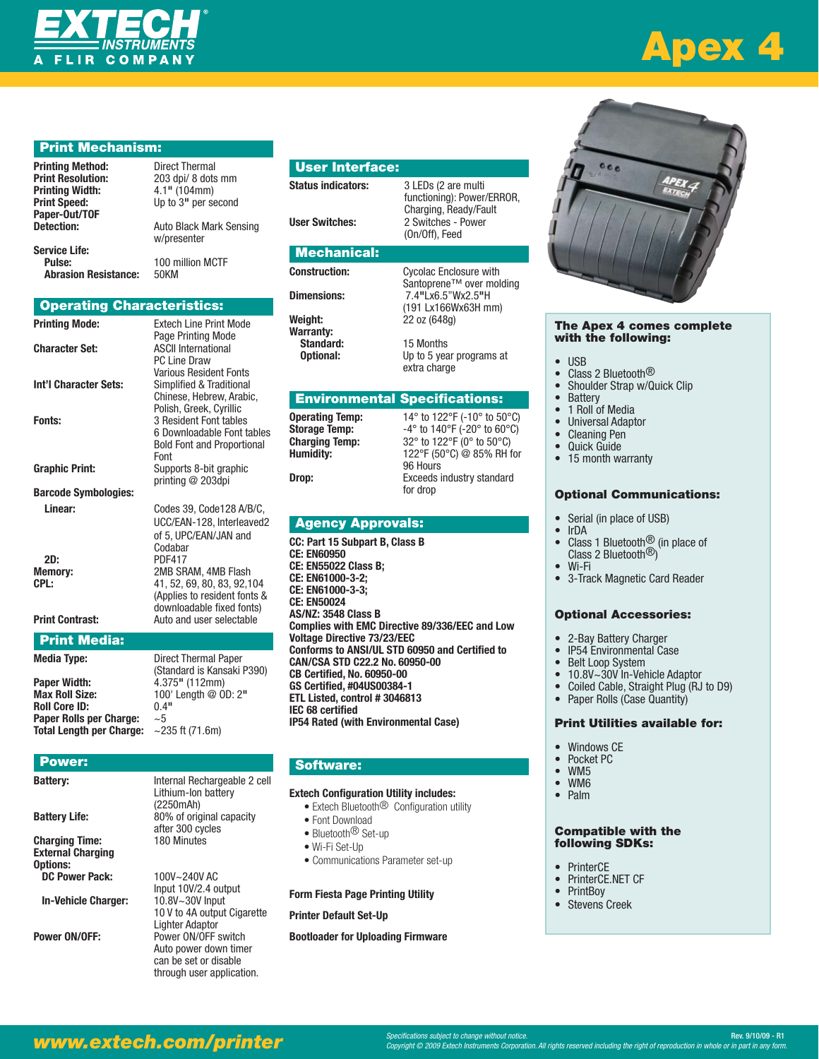# Apex 4

## Print Mechanism:

| | |
|---|---|
| **Printing Method:** | Direct Thermal |
| **Print Resolution:** | 203 dpi/ 8 dots mm |
| **Printing Width:** | 4.1" (104mm) |
| **Print Speed:** | Up to 3" per second |
| **Paper-Out/TOF Detection:** | Auto Black Mark Sensing w/presenter |
| **Service Life:** | |
| **Pulse:** | 100 million MCTF |
| **Abrasion Resistance:** | 50KM |

## Operating Characteristics:

| | |
|---|---|
| **Printing Mode:** | Extech Line Print Mode<br>Page Printing Mode |
| **Character Set:** | ASCII International<br>PC Line Draw<br>Various Resident Fonts |
| **Int'l Character Sets:** | Simplified & Traditional Chinese, Hebrew, Arabic, Polish, Greek, Cyrillic |
| **Fonts:** | 3 Resident Font tables<br>6 Downloadable Font tables<br>Bold Font and Proportional Font |
| **Graphic Print:** | Supports 8-bit graphic printing @ 203dpi |
| **Barcode Symbologies:** | |
| **Linear:** | Codes 39, Code128 A/B/C, UCC/EAN-128, Interleaved2 of 5, UPC/EAN/JAN and Codabar |
| **2D:** | PDF417 |
| **Memory:** | 2MB SRAM, 4MB Flash |
| **CPL:** | 41, 52, 69, 80, 83, 92,104 (Applies to resident fonts & downloadable fixed fonts) |
| **Print Contrast:** | Auto and user selectable |

## Print Media:

| | |
|---|---|
| **Media Type:** | Direct Thermal Paper (Standard is Kansaki P390) |
| **Paper Width:** | 4.375" (112mm) |
| **Max Roll Size:** | 100' Length @ OD: 2" |
| **Roll Core ID:** | 0.4" |
| **Paper Rolls per Charge:** | ~5 |
| **Total Length per Charge:** | ~235 ft (71.6m) |

## Power:

| | |
|---|---|
| **Battery:** | Internal Rechargeable 2 cell Lithium-Ion battery (2250mAh) |
| **Battery Life:** | 80% of original capacity after 300 cycles |
| **Charging Time:** | 180 Minutes |
| **External Charging Options:** | |
| **DC Power Pack:** | 100V~240V AC Input 10V/2.4 output |
| **In-Vehicle Charger:** | 10.8V~30V Input 10 V to 4A output Cigarette Lighter Adaptor |
| **Power ON/OFF:** | Power ON/OFF switch Auto power down timer can be set or disable through user application. |

## User Interface:

| | |
|---|---|
| **Status indicators:** | 3 LEDs (2 are multi functioning): Power/ERROR, Charging, Ready/Fault |
| **User Switches:** | 2 Switches - Power (On/Off), Feed |

## Mechanical:

| | |
|---|---|
| **Construction:** | Cycolac Enclosure with Santoprene™ over molding |
| **Dimensions:** | 7.4"Lx6.5"Wx2.5"H (191 Lx166Wx63H mm) |
| **Weight:** | 22 oz (648g) |
| **Warranty:** | |
| **Standard:** | 15 Months |
| **Optional:** | Up to 5 year programs at extra charge |

## Environmental Specifications:

| | |
|---|---|
| **Operating Temp:** | 14° to 122°F (-10° to 50°C) |
| **Storage Temp:** | -4° to 140°F (-20° to 60°C) |
| **Charging Temp:** | 32° to 122°F (0° to 50°C) |
| **Humidity:** | 122°F (50°C) @ 85% RH for 96 Hours |
| **Drop:** | Exceeds industry standard for drop |

## Agency Approvals:

**CC: Part 15 Subpart B, Class B**
**CE: EN60950**
**CE: EN55022 Class B;**
**CE: EN61000-3-2;**
**CE: EN61000-3-3;**
**CE: EN50024**
**AS/NZ: 3548 Class B**
**Complies with EMC Directive 89/336/EEC and Low Voltage Directive 73/23/EEC**
**Conforms to ANSI/UL STD 60950 and Certified to CAN/CSA STD C22.2 No. 60950-00**
**CB Certified, No. 60950-00**
**GS Certified, #04US00384-1**
**ETL Listed, control # 3046813**
**IEC 68 certified**
**IP54 Rated (with Environmental Case)**

## Software:

**Extech Configuration Utility includes:**

- Extech Bluetooth® Configuration utility
- Font Download
- Bluetooth® Set-up
- Wi-Fi Set-Up
- Communications Parameter set-up

**Form Fiesta Page Printing Utility**

**Printer Default Set-Up**

**Bootloader for Uploading Firmware**

### The Apex 4 comes complete with the following:

- USB
- Class 2 Bluetooth®
- Shoulder Strap w/Quick Clip
- Battery
- 1 Roll of Media
- Universal Adaptor
- Cleaning Pen
- Quick Guide
- 15 month warranty

### Optional Communications:

- Serial (in place of USB)
- IrDA
- Class 1 Bluetooth® (in place of Class 2 Bluetooth®)
- Wi-Fi
- 3-Track Magnetic Card Reader

### Optional Accessories:

- 2-Bay Battery Charger
- IP54 Environmental Case
- Belt Loop System
- 10.8V~30V In-Vehicle Adaptor
- Coiled Cable, Straight Plug (RJ to D9)
- Paper Rolls (Case Quantity)

### Print Utilities available for:

- Windows CE
- Pocket PC
- WM5
- WM6
- Palm

### Compatible with the following SDKs:

- PrinterCE
- PrinterCE.NET CF
- PrintBoy
- Stevens Creek

**www.extech.com/printer**

*Specifications subject to change without notice.*
*Copyright © 2009 Extech Instruments Corporation. All rights reserved including the right of reproduction in whole or in part in any form.*

Rev. 9/10/09 - R1